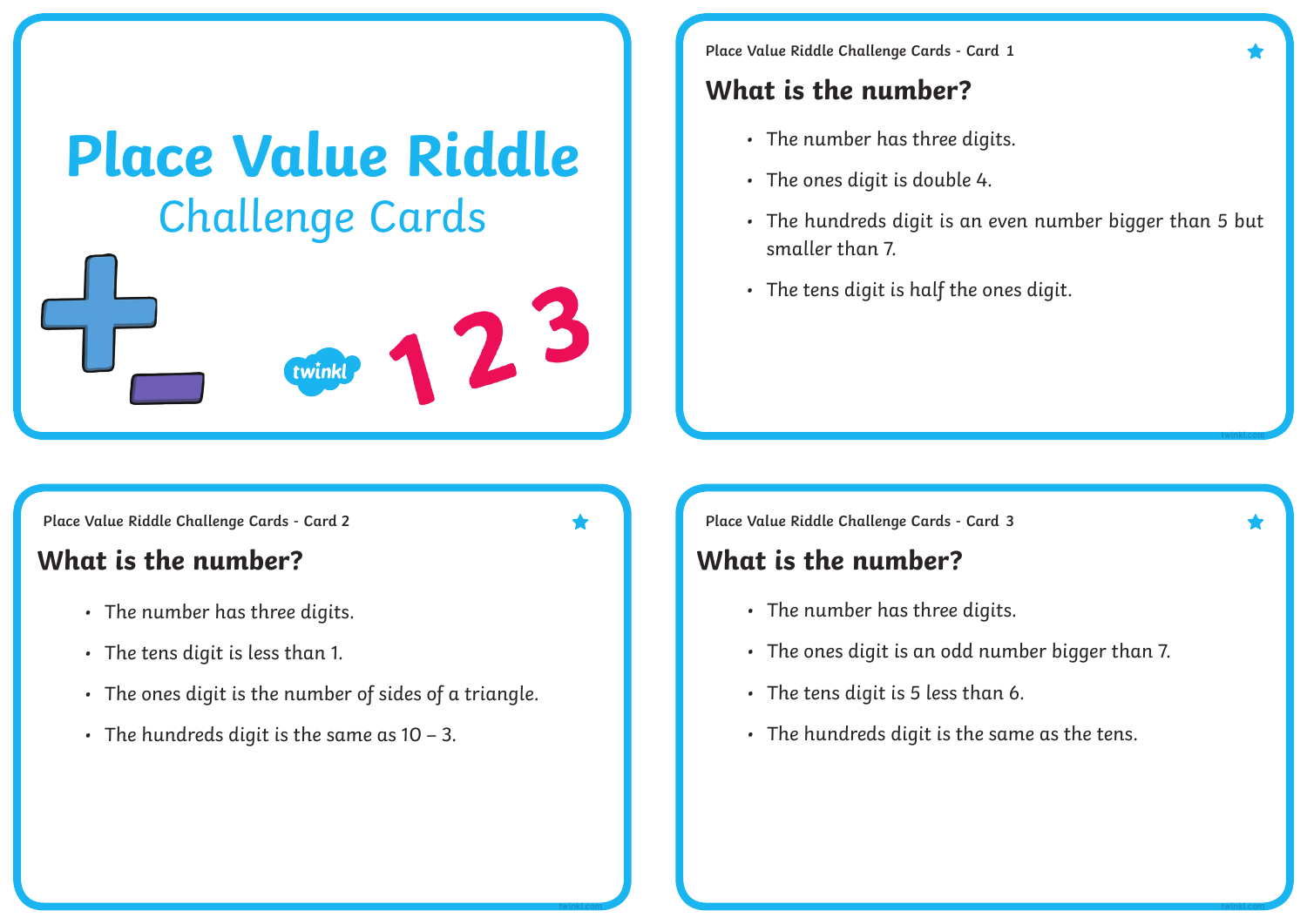# Place Value Riddle

## Challenge Cards

Place Value Riddle Challenge Cards - Card 1

### What is the number?

- The number has three digits.
- The ones digit is double 4.
- The hundreds digit is an even number bigger than 5 but smaller than 7.
- The tens digit is half the ones digit.

Place Value Riddle Challenge Cards - Card 2

### What is the number?

- The number has three digits.
- The tens digit is less than 1.
- The ones digit is the number of sides of a triangle.
- The hundreds digit is the same as 10 – 3.

Place Value Riddle Challenge Cards - Card 3

### What is the number?

- The number has three digits.
- The ones digit is an odd number bigger than 7.
- The tens digit is 5 less than 6.
- The hundreds digit is the same as the tens.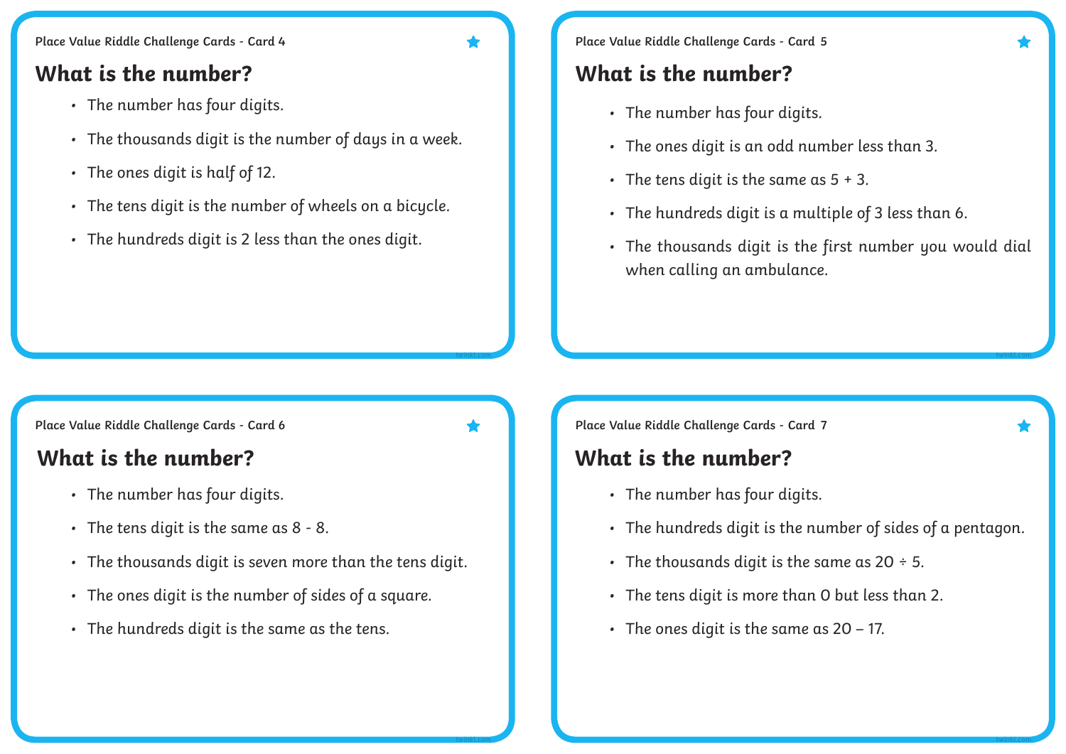Place Value Riddle Challenge Cards - Card 4

## What is the number?

- The number has four digits.
- The thousands digit is the number of days in a week.
- The ones digit is half of 12.
- The tens digit is the number of wheels on a bicycle.
- The hundreds digit is 2 less than the ones digit.

Place Value Riddle Challenge Cards - Card 5

## What is the number?

- The number has four digits.
- The ones digit is an odd number less than 3.
- The tens digit is the same as 5 + 3.
- The hundreds digit is a multiple of 3 less than 6.
- The thousands digit is the first number you would dial when calling an ambulance.

Place Value Riddle Challenge Cards - Card 6

## What is the number?

- The number has four digits.
- The tens digit is the same as 8 - 8.
- The thousands digit is seven more than the tens digit.
- The ones digit is the number of sides of a square.
- The hundreds digit is the same as the tens.

Place Value Riddle Challenge Cards - Card 7

## What is the number?

- The number has four digits.
- The hundreds digit is the number of sides of a pentagon.
- The thousands digit is the same as 20 ÷ 5.
- The tens digit is more than 0 but less than 2.
- The ones digit is the same as 20 – 17.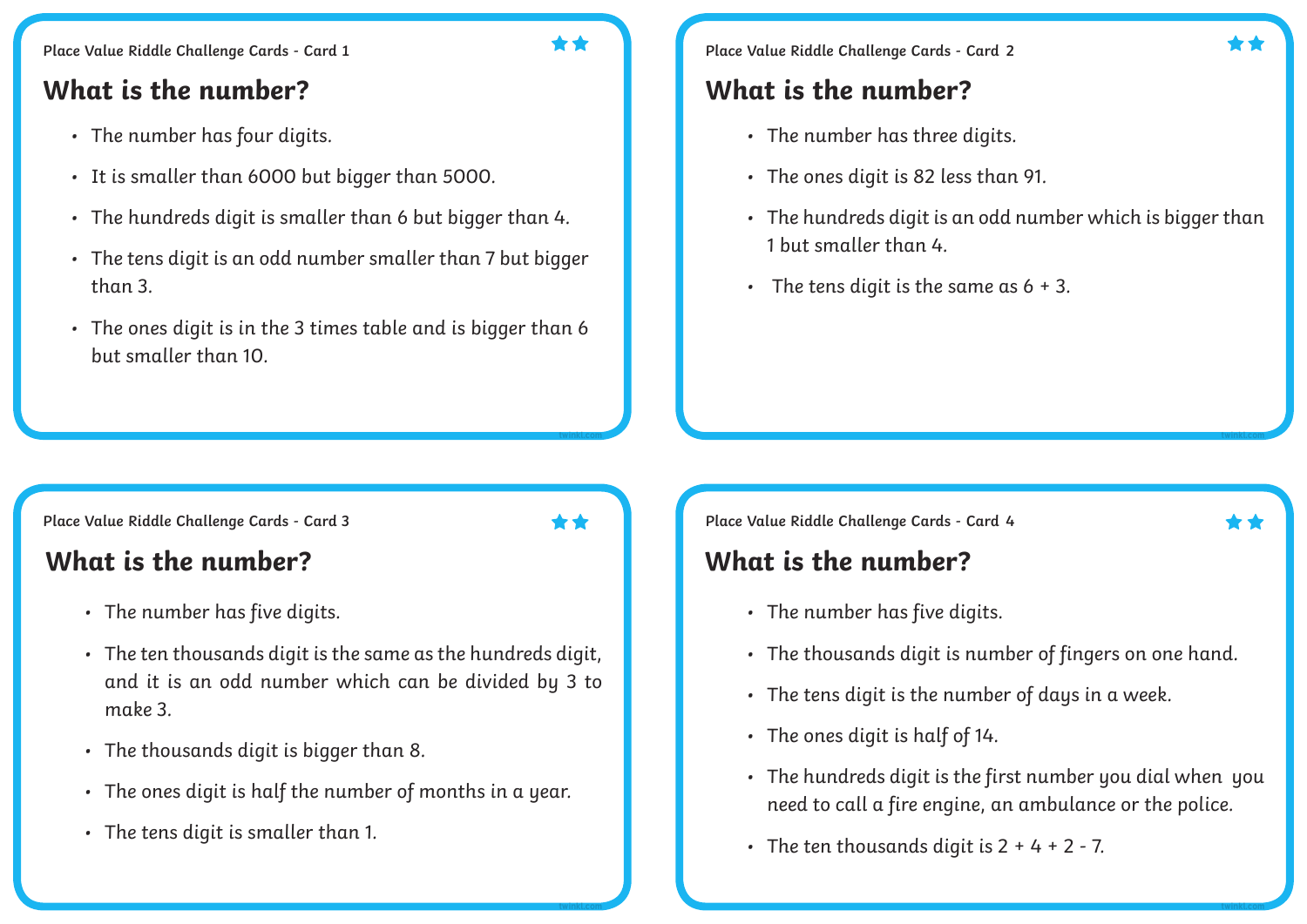Place Value Riddle Challenge Cards - Card 1

## What is the number?

- The number has four digits.
- It is smaller than 6000 but bigger than 5000.
- The hundreds digit is smaller than 6 but bigger than 4.
- The tens digit is an odd number smaller than 7 but bigger than 3.
- The ones digit is in the 3 times table and is bigger than 6 but smaller than 10.

Place Value Riddle Challenge Cards - Card 2

## What is the number?

- The number has three digits.
- The ones digit is 82 less than 91.
- The hundreds digit is an odd number which is bigger than 1 but smaller than 4.
- The tens digit is the same as 6 + 3.

Place Value Riddle Challenge Cards - Card 3

## What is the number?

- The number has five digits.
- The ten thousands digit is the same as the hundreds digit, and it is an odd number which can be divided by 3 to make 3.
- The thousands digit is bigger than 8.
- The ones digit is half the number of months in a year.
- The tens digit is smaller than 1.

Place Value Riddle Challenge Cards - Card 4

## What is the number?

- The number has five digits.
- The thousands digit is number of fingers on one hand.
- The tens digit is the number of days in a week.
- The ones digit is half of 14.
- The hundreds digit is the first number you dial when you need to call a fire engine, an ambulance or the police.
- The ten thousands digit is 2 + 4 + 2 - 7.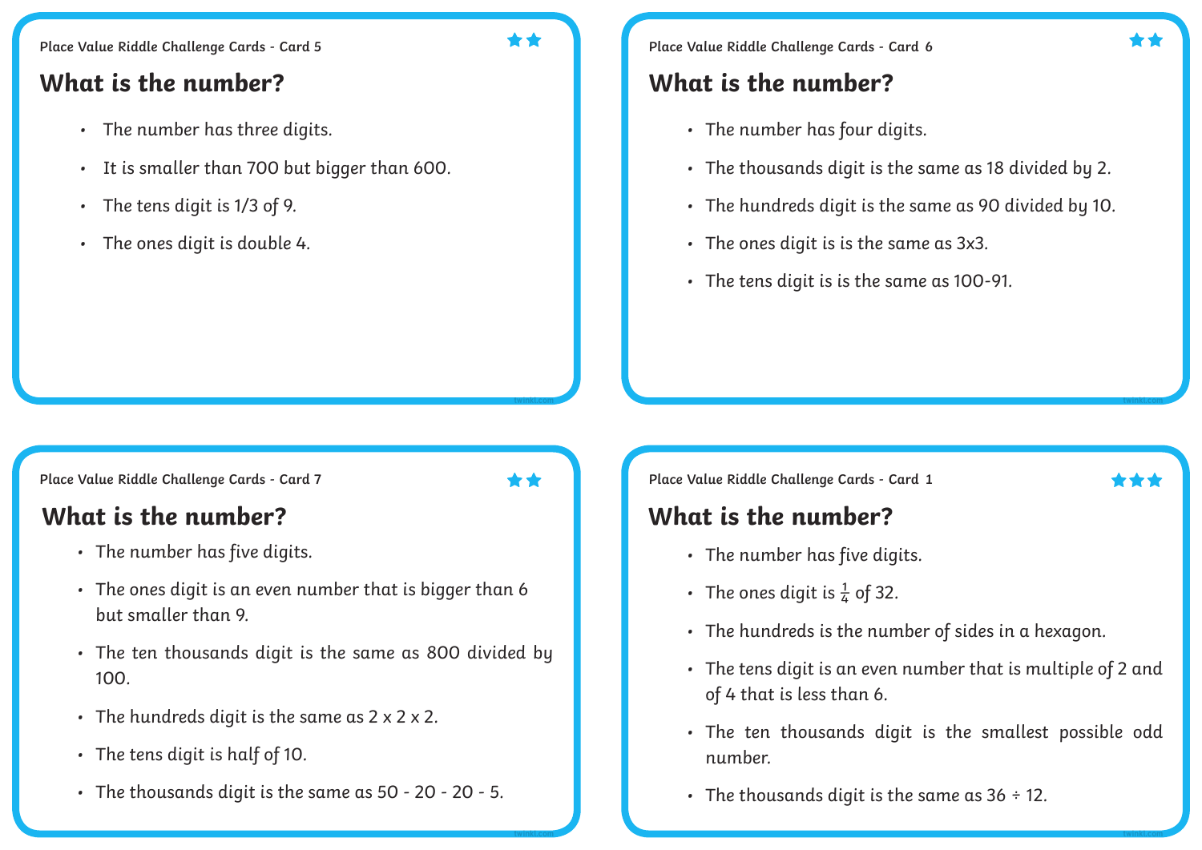Place Value Riddle Challenge Cards - Card 5

## What is the number?

- The number has three digits.
- It is smaller than 700 but bigger than 600.
- The tens digit is 1/3 of 9.
- The ones digit is double 4.

Place Value Riddle Challenge Cards - Card 6

## What is the number?

- The number has four digits.
- The thousands digit is the same as 18 divided by 2.
- The hundreds digit is the same as 90 divided by 10.
- The ones digit is is the same as 3x3.
- The tens digit is is the same as 100-91.

Place Value Riddle Challenge Cards - Card 7

## What is the number?

- The number has five digits.
- The ones digit is an even number that is bigger than 6 but smaller than 9.
- The ten thousands digit is the same as 800 divided by 100.
- The hundreds digit is the same as 2 x 2 x 2.
- The tens digit is half of 10.
- The thousands digit is the same as 50 - 20 - 20 - 5.

Place Value Riddle Challenge Cards - Card 1

## What is the number?

- The number has five digits.
- The ones digit is $\frac{1}{4}$ of 32.
- The hundreds is the number of sides in a hexagon.
- The tens digit is an even number that is multiple of 2 and of 4 that is less than 6.
- The ten thousands digit is the smallest possible odd number.
- The thousands digit is the same as 36 ÷ 12.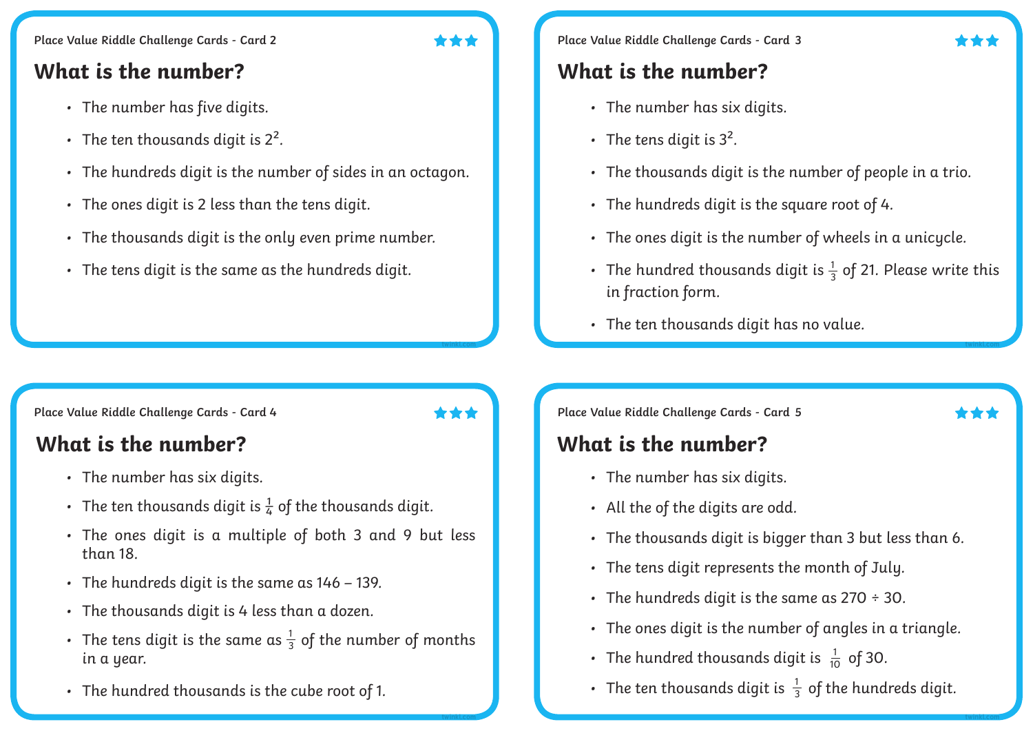Place Value Riddle Challenge Cards - Card 2

## What is the number?

- The number has five digits.
- The ten thousands digit is $2^2$.
- The hundreds digit is the number of sides in an octagon.
- The ones digit is 2 less than the tens digit.
- The thousands digit is the only even prime number.
- The tens digit is the same as the hundreds digit.

Place Value Riddle Challenge Cards - Card 3

## What is the number?

- The number has six digits.
- The tens digit is $3^2$.
- The thousands digit is the number of people in a trio.
- The hundreds digit is the square root of 4.
- The ones digit is the number of wheels in a unicycle.
- The hundred thousands digit is $\frac{1}{3}$ of 21. Please write this in fraction form.
- The ten thousands digit has no value.

Place Value Riddle Challenge Cards - Card 4

## What is the number?

- The number has six digits.
- The ten thousands digit is $\frac{1}{4}$ of the thousands digit.
- The ones digit is a multiple of both 3 and 9 but less than 18.
- The hundreds digit is the same as 146 – 139.
- The thousands digit is 4 less than a dozen.
- The tens digit is the same as $\frac{1}{3}$ of the number of months in a year.
- The hundred thousands is the cube root of 1.

Place Value Riddle Challenge Cards - Card 5

## What is the number?

- The number has six digits.
- All the of the digits are odd.
- The thousands digit is bigger than 3 but less than 6.
- The tens digit represents the month of July.
- The hundreds digit is the same as 270 ÷ 30.
- The ones digit is the number of angles in a triangle.
- The hundred thousands digit is $\frac{1}{10}$ of 30.
- The ten thousands digit is $\frac{1}{3}$ of the hundreds digit.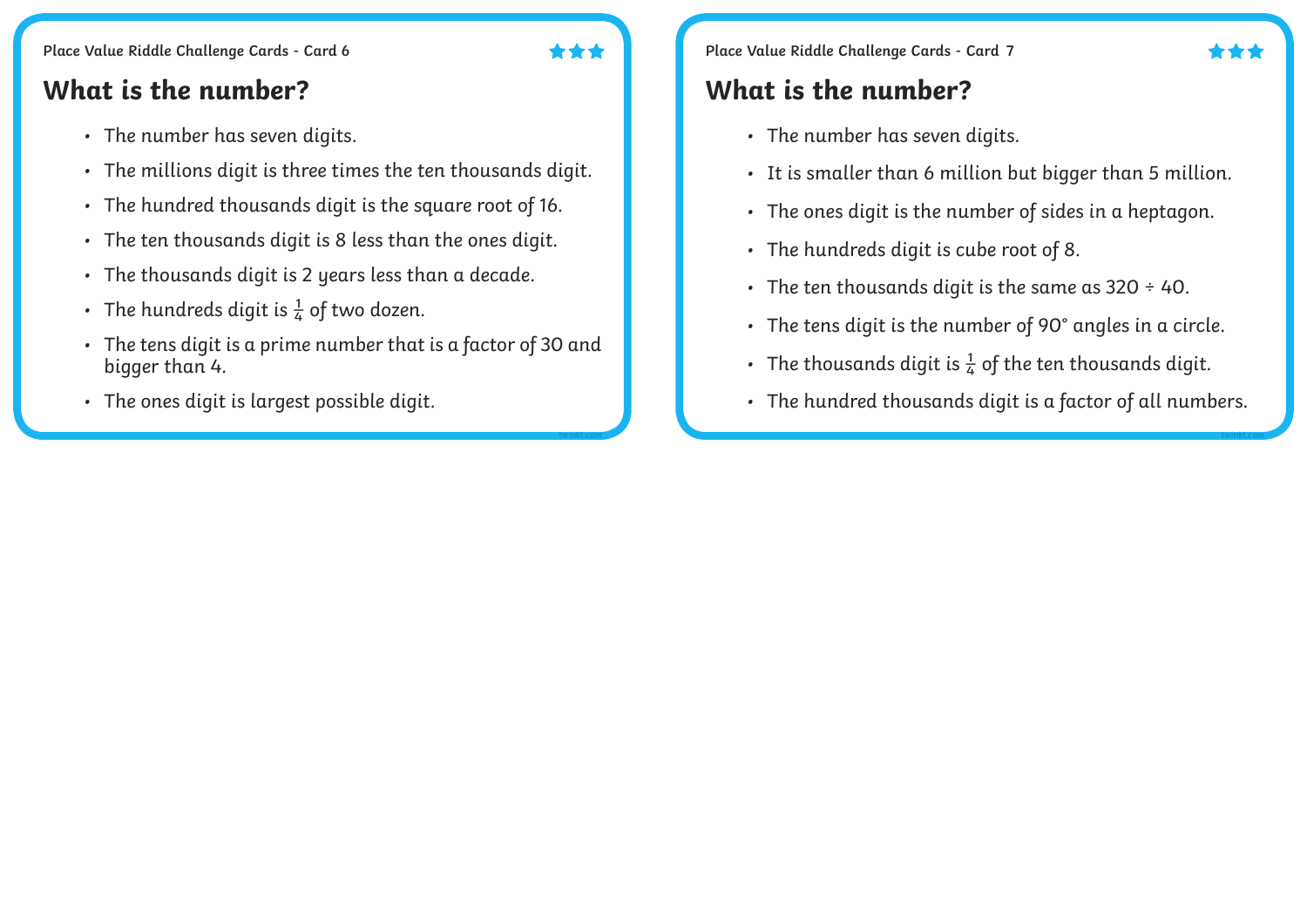Place Value Riddle Challenge Cards - Card 6

## What is the number?

- The number has seven digits.
- The millions digit is three times the ten thousands digit.
- The hundred thousands digit is the square root of 16.
- The ten thousands digit is 8 less than the ones digit.
- The thousands digit is 2 years less than a decade.
- The hundreds digit is $\frac{1}{4}$ of two dozen.
- The tens digit is a prime number that is a factor of 30 and bigger than 4.
- The ones digit is largest possible digit.

Place Value Riddle Challenge Cards - Card 7

## What is the number?

- The number has seven digits.
- It is smaller than 6 million but bigger than 5 million.
- The ones digit is the number of sides in a heptagon.
- The hundreds digit is cube root of 8.
- The ten thousands digit is the same as 320 ÷ 40.
- The tens digit is the number of 90° angles in a circle.
- The thousands digit is $\frac{1}{4}$ of the ten thousands digit.
- The hundred thousands digit is a factor of all numbers.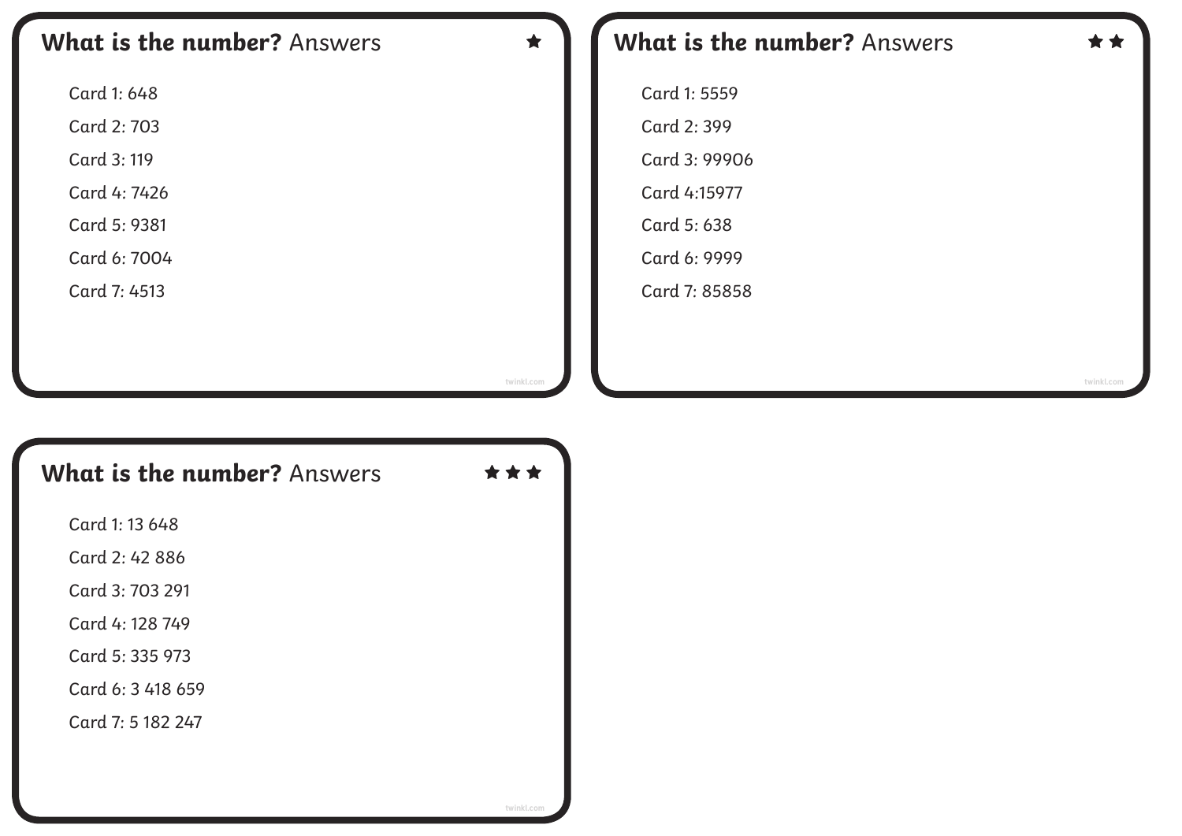## **What is the number?** Answers ★

Card 1: 648

Card 2: 703

Card 3: 119

Card 4: 7426

Card 5: 9381

Card 6: 7004

Card 7: 4513

## **What is the number?** Answers ★★

Card 1: 5559

Card 2: 399

Card 3: 99906

Card 4:15977

Card 5: 638

Card 6: 9999

Card 7: 85858

## **What is the number?** Answers ★★★

Card 1: 13 648

Card 2: 42 886

Card 3: 703 291

Card 4: 128 749

Card 5: 335 973

Card 6: 3 418 659

Card 7: 5 182 247